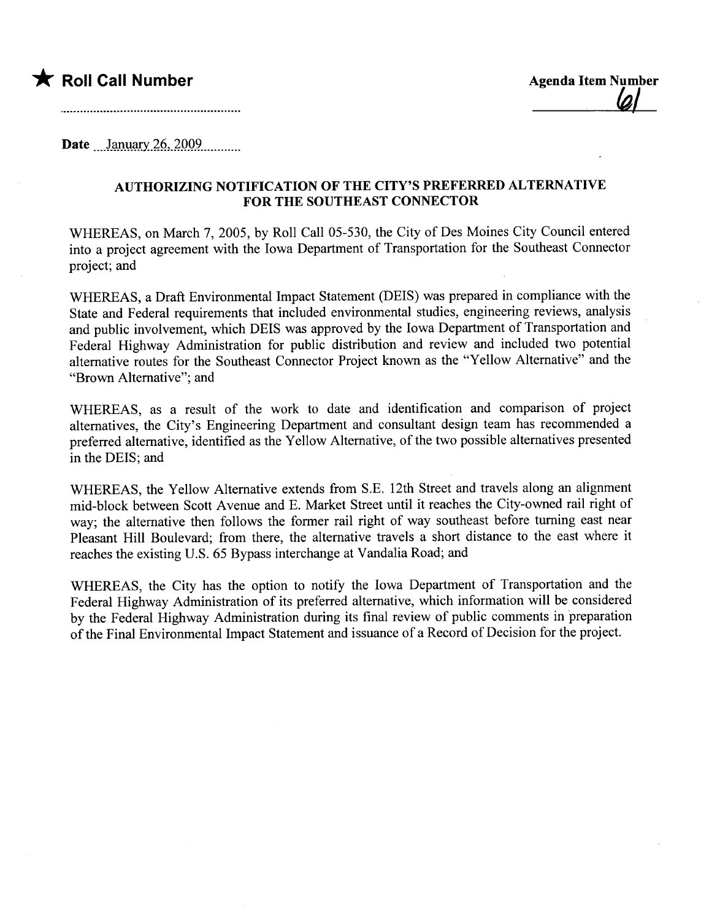★ **Roll Call Number**

..........................................................

**Agenda Item Number**

61

Date ....January 26, 2009..........

## AUTHORIZING NOTIFICATION OF THE CITY'S PREFERRED ALTERNATIVE FOR THE SOUTHEAST CONNECTOR

WHEREAS, on March 7, 2005, by Roll Call 05-530, the City of Des Moines City Council entered into a project agreement with the Iowa Department of Transportation for the Southeast Connector project; and

WHEREAS, a Draft Environmental Impact Statement (DEIS) was prepared in compliance with the State and Federal requirements that included environmental studies, engineering reviews, analysis and public involvement, which DEIS was approved by the Iowa Department of Transportation and Federal Highway Administration for public distribution and review and included two potential alternative routes for the Southeast Connector Project known as the "Yellow Alternative" and the "Brown Alternative"; and

WHEREAS, as a result of the work to date and identification and comparison of project alternatives, the City's Engineering Department and consultant design team has recommended a preferred alternative, identified as the Yellow Alternative, of the two possible alternatives presented in the DEIS; and

WHEREAS, the Yellow Alternative extends from S.E. 12th Street and travels along an alignment mid-block between Scott Avenue and E. Market Street until it reaches the City-owned rail right of way; the alternative then follows the former rail right of way southeast before turning east near Pleasant Hill Boulevard; from there, the alternative travels a short distance to the east where it reaches the existing U.S. 65 Bypass interchange at Vandalia Road; and

WHEREAS, the City has the option to notify the Iowa Department of Transportation and the Federal Highway Administration of its preferred alternative, which information will be considered by the Federal Highway Administration during its final review of public comments in preparation of the Final Environmental Impact Statement and issuance of a Record of Decision for the project.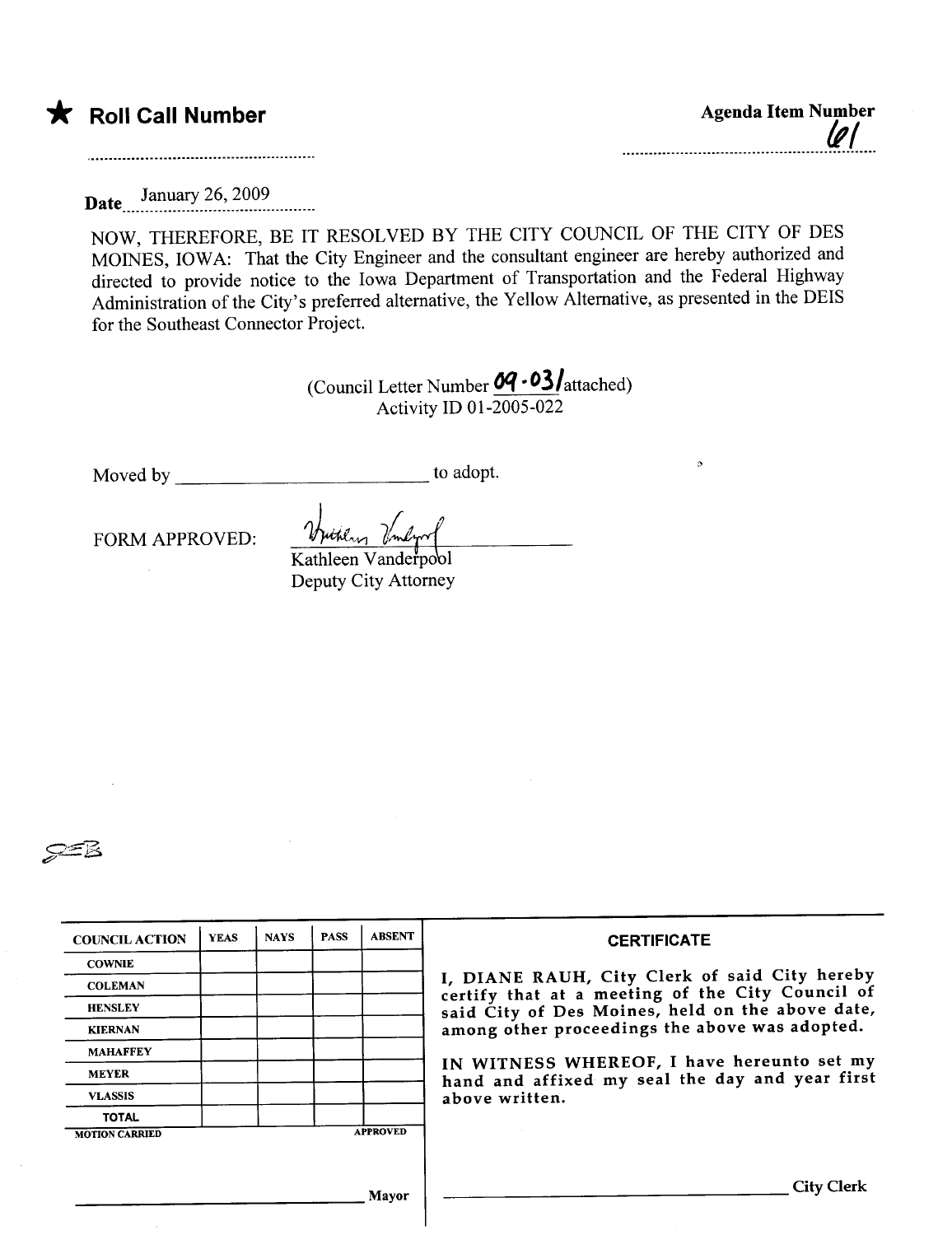★ **Roll Call Number**

**Agenda Item Number**
61

Date January 26, 2009

NOW, THEREFORE, BE IT RESOLVED BY THE CITY COUNCIL OF THE CITY OF DES MOINES, IOWA: That the City Engineer and the consultant engineer are hereby authorized and directed to provide notice to the Iowa Department of Transportation and the Federal Highway Administration of the City's preferred alternative, the Yellow Alternative, as presented in the DEIS for the Southeast Connector Project.

(Council Letter Number 09-031 attached)
Activity ID 01-2005-022

Moved by ________________________ to adopt.

FORM APPROVED: Kathleen Vanderpool
Kathleen Vanderpool
Deputy City Attorney

| COUNCIL ACTION | YEAS | NAYS | PASS | ABSENT |
| --- | --- | --- | --- | --- |
| COWNIE | | | | |
| COLEMAN | | | | |
| HENSLEY | | | | |
| KIERNAN | | | | |
| MAHAFFEY | | | | |
| MEYER | | | | |
| VLASSIS | | | | |
| TOTAL | | | | |
| MOTION CARRIED | | | | APPROVED |

________________________ Mayor

**CERTIFICATE**

I, DIANE RAUH, City Clerk of said City hereby certify that at a meeting of the City Council of said City of Des Moines, held on the above date, among other proceedings the above was adopted.

IN WITNESS WHEREOF, I have hereunto set my hand and affixed my seal the day and year first above written.

________________________ City Clerk